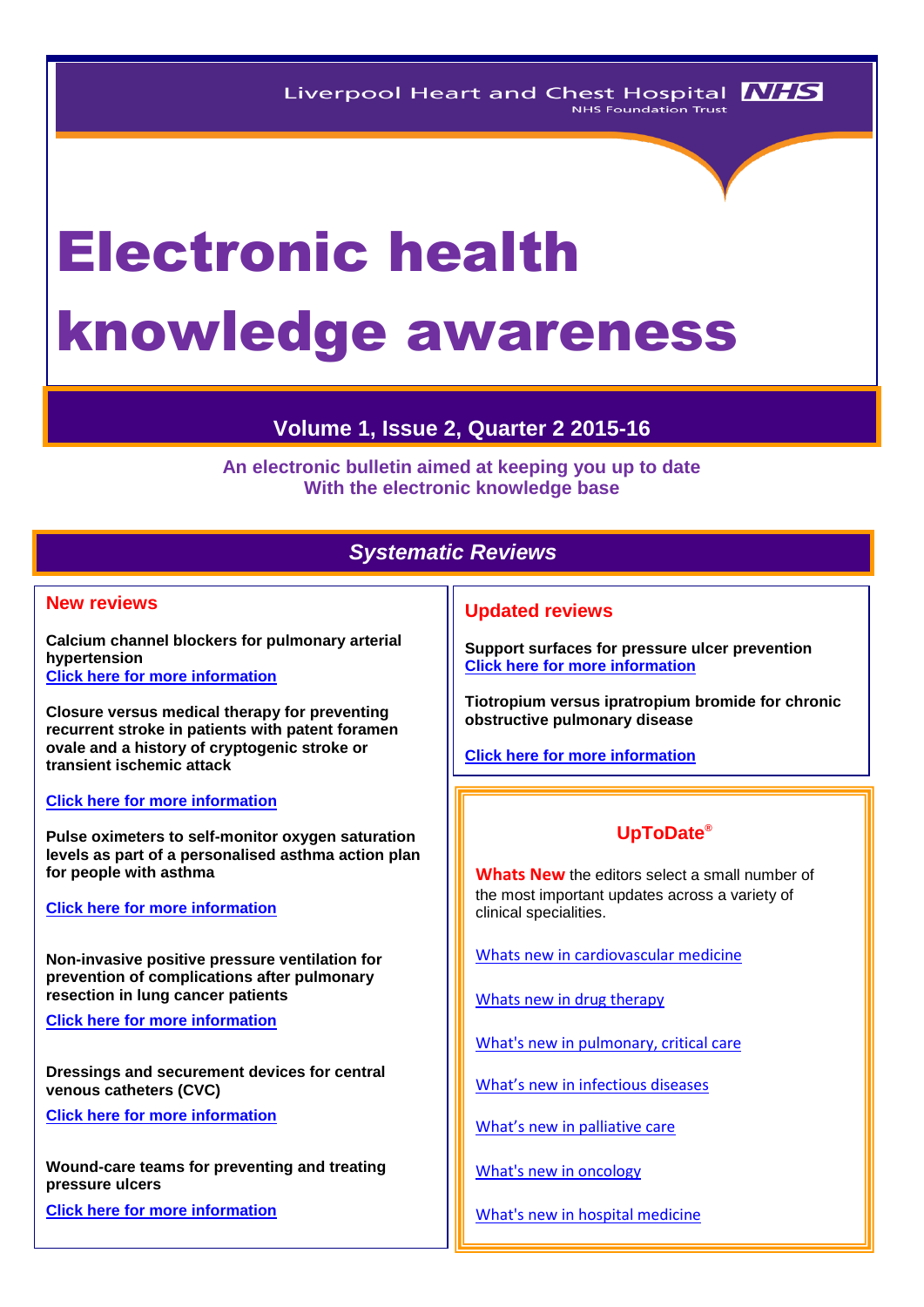Liverpool Heart and Chest Hospital NHS
NHS Foundation Trust

# Electronic health knowledge awareness

## Volume 1, Issue 2, Quarter 2 2015-16

**An electronic bulletin aimed at keeping you up to date**
**With the electronic knowledge base**

## *Systematic Reviews*

### New reviews

**Calcium channel blockers for pulmonary arterial hypertension**
**Click here for more information**

**Closure versus medical therapy for preventing recurrent stroke in patients with patent foramen ovale and a history of cryptogenic stroke or transient ischemic attack**

**Click here for more information**

**Pulse oximeters to self-monitor oxygen saturation levels as part of a personalised asthma action plan for people with asthma**

**Click here for more information**

**Non-invasive positive pressure ventilation for prevention of complications after pulmonary resection in lung cancer patients**

**Click here for more information**

**Dressings and securement devices for central venous catheters (CVC)**

**Click here for more information**

**Wound-care teams for preventing and treating pressure ulcers**

**Click here for more information**

### Updated reviews

**Support surfaces for pressure ulcer prevention**
**Click here for more information**

**Tiotropium versus ipratropium bromide for chronic obstructive pulmonary disease**

**Click here for more information**

### UpToDate®

**Whats New** the editors select a small number of the most important updates across a variety of clinical specialities.

Whats new in cardiovascular medicine

Whats new in drug therapy

What's new in pulmonary, critical care

What's new in infectious diseases

What's new in palliative care

What's new in oncology

What's new in hospital medicine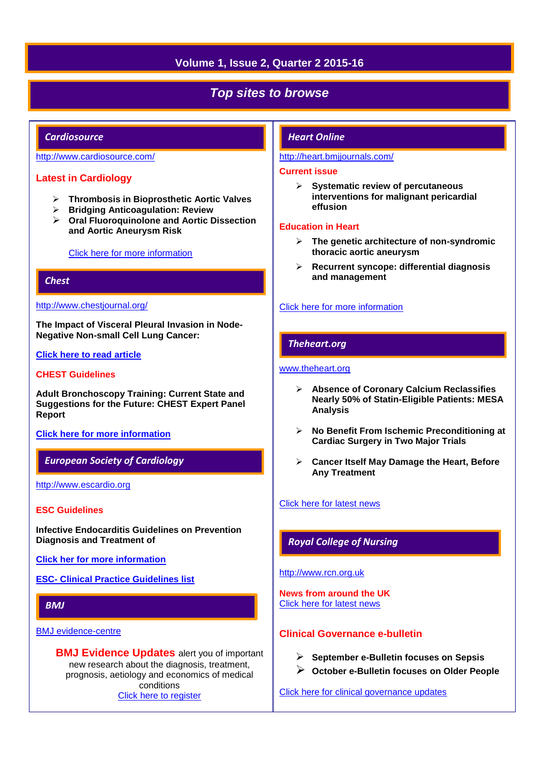Volume 1, Issue 2, Quarter 2 2015-16

# Top sites to browse

## Cardiosource

http://www.cardiosource.com/

### Latest in Cardiology

- **Thrombosis in Bioprosthetic Aortic Valves**
- **Bridging Anticoagulation: Review**
- **Oral Fluoroquinolone and Aortic Dissection and Aortic Aneurysm Risk**

Click here for more information

## Chest

http://www.chestjournal.org/

**The Impact of Visceral Pleural Invasion in Node-Negative Non-small Cell Lung Cancer:**

**Click here to read article**

### CHEST Guidelines

**Adult Bronchoscopy Training: Current State and Suggestions for the Future: CHEST Expert Panel Report**

**Click here for more information**

## European Society of Cardiology

http://www.escardio.org

### ESC Guidelines

**Infective Endocarditis Guidelines on Prevention Diagnosis and Treatment of**

**Click her for more information**

**ESC- Clinical Practice Guidelines list**

## BMJ

BMJ evidence-centre

**BMJ Evidence Updates** alert you of important new research about the diagnosis, treatment, prognosis, aetiology and economics of medical conditions

Click here to register

## Heart Online

http://heart.bmjjournals.com/

### Current issue

- **Systematic review of percutaneous interventions for malignant pericardial effusion**

### Education in Heart

- **The genetic architecture of non-syndromic thoracic aortic aneurysm**
- **Recurrent syncope: differential diagnosis and management**

Click here for more information

## Theheart.org

www.theheart.org

- **Absence of Coronary Calcium Reclassifies Nearly 50% of Statin-Eligible Patients: MESA Analysis**
- **No Benefit From Ischemic Preconditioning at Cardiac Surgery in Two Major Trials**
- **Cancer Itself May Damage the Heart, Before Any Treatment**

Click here for latest news

## Royal College of Nursing

http://www.rcn.org.uk

### News from around the UK

Click here for latest news

### Clinical Governance e-bulletin

- **September e-Bulletin focuses on Sepsis**
- **October e-Bulletin focuses on Older People**

Click here for clinical governance updates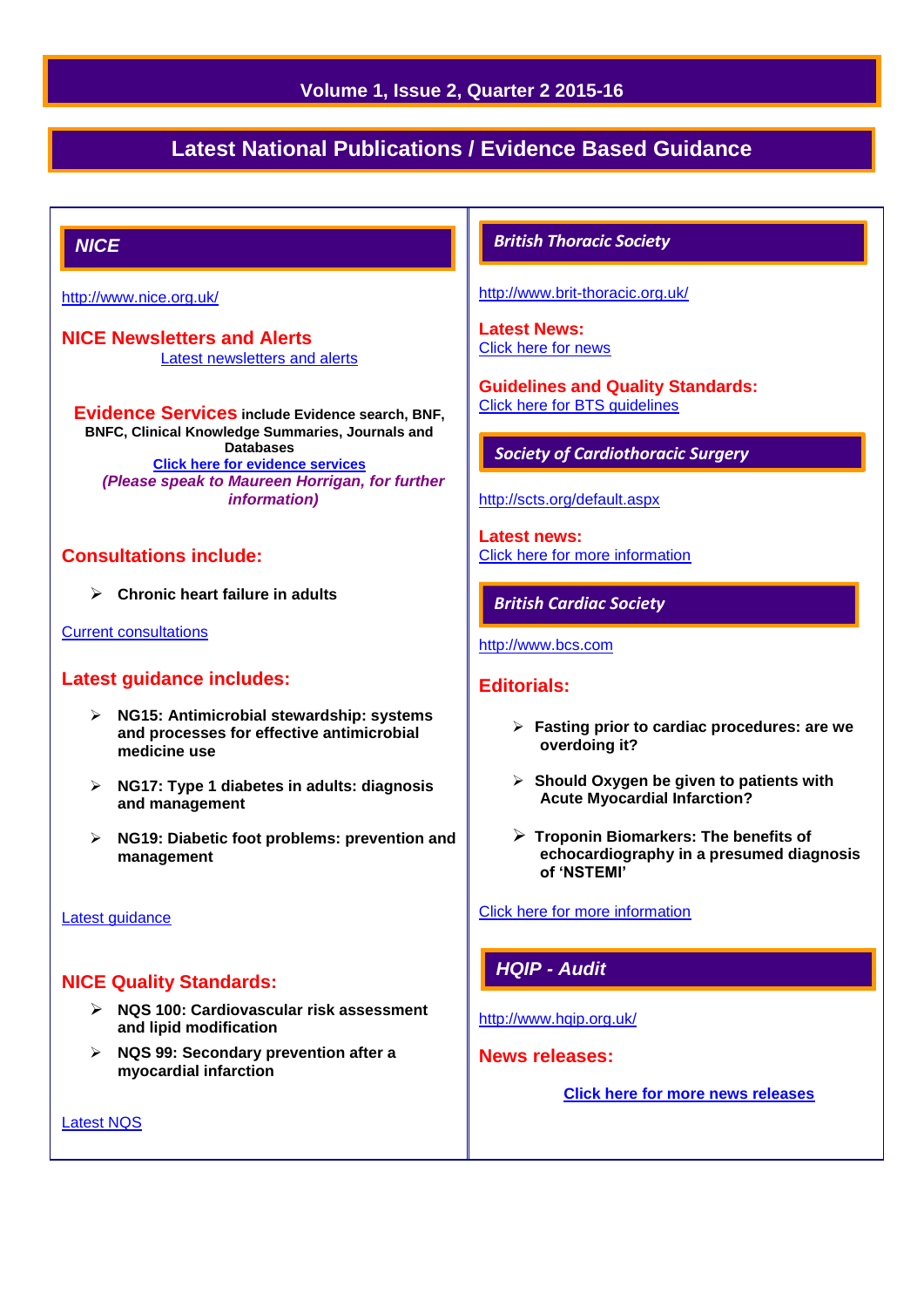# Latest National Publications / Evidence Based Guidance

## NICE

http://www.nice.org.uk/

### NICE Newsletters and Alerts

Latest newsletters and alerts

**Evidence Services include Evidence search, BNF, BNFC, Clinical Knowledge Summaries, Journals and Databases**

**Click here for evidence services**

***(Please speak to Maureen Horrigan, for further information)***

### Consultations include:

- **Chronic heart failure in adults**

Current consultations

### Latest guidance includes:

- **NG15: Antimicrobial stewardship: systems and processes for effective antimicrobial medicine use**
- **NG17: Type 1 diabetes in adults: diagnosis and management**
- **NG19: Diabetic foot problems: prevention and management**

Latest guidance

### NICE Quality Standards:

- **NQS 100: Cardiovascular risk assessment and lipid modification**
- **NQS 99: Secondary prevention after a myocardial infarction**

Latest NQS

## British Thoracic Society

http://www.brit-thoracic.org.uk/

### Latest News:

Click here for news

### Guidelines and Quality Standards:

Click here for BTS guidelines

## Society of Cardiothoracic Surgery

http://scts.org/default.aspx

### Latest news:

Click here for more information

## British Cardiac Society

http://www.bcs.com

### Editorials:

- **Fasting prior to cardiac procedures: are we overdoing it?**
- **Should Oxygen be given to patients with Acute Myocardial Infarction?**
- **Troponin Biomarkers: The benefits of echocardiography in a presumed diagnosis of 'NSTEMI'**

Click here for more information

## HQIP - Audit

http://www.hqip.org.uk/

### News releases:

**Click here for more news releases**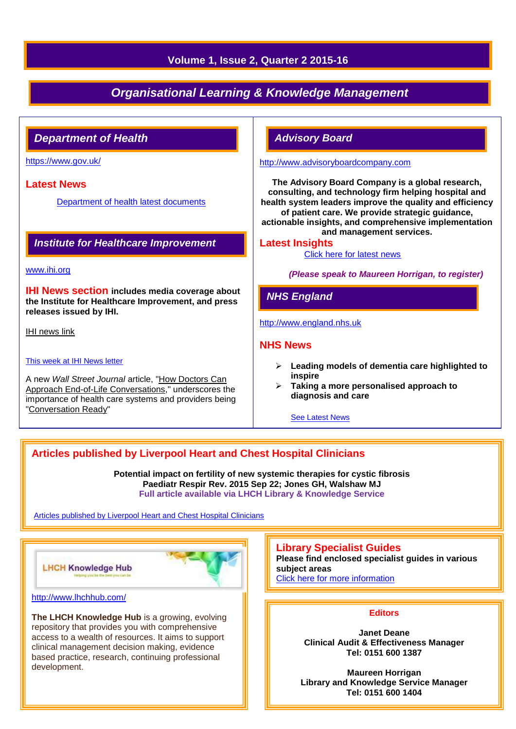**Volume 1, Issue 2, Quarter 2 2015-16**

## *Organisational Learning & Knowledge Management*

### *Department of Health*

https://www.gov.uk/

**Latest News**

Department of health latest documents

### *Institute for Healthcare Improvement*

www.ihi.org

**IHI News section** **includes media coverage about the Institute for Healthcare Improvement, and press releases issued by IHI.**

IHI news link

This week at IHI News letter

A new *Wall Street Journal* article, "How Doctors Can Approach End-of-Life Conversations," underscores the importance of health care systems and providers being "Conversation Ready"

### *Advisory Board*

http://www.advisoryboardcompany.com

**The Advisory Board Company is a global research, consulting, and technology firm helping hospital and health system leaders improve the quality and efficiency of patient care. We provide strategic guidance, actionable insights, and comprehensive implementation and management services.**

**Latest Insights**

Click here for latest news

***(Please speak to Maureen Horrigan, to register)***

### *NHS England*

http://www.england.nhs.uk

**NHS News**

- **Leading models of dementia care highlighted to inspire**
- **Taking a more personalised approach to diagnosis and care**

See Latest News

### Articles published by Liverpool Heart and Chest Hospital Clinicians

**Potential impact on fertility of new systemic therapies for cystic fibrosis**
**Paediatr Respir Rev. 2015 Sep 22; Jones GH, Walshaw MJ**
**Full article available via LHCH Library & Knowledge Service**

Articles published by Liverpool Heart and Chest Hospital Clinicians

LHCH Knowledge Hub

http://www.lhchhub.com/

**The LHCH Knowledge Hub** is a growing, evolving repository that provides you with comprehensive access to a wealth of resources. It aims to support clinical management decision making, evidence based practice, research, continuing professional development.

### Library Specialist Guides

**Please find enclosed specialist guides in various subject areas**

Click here for more information

**Editors**

**Janet Deane**
**Clinical Audit & Effectiveness Manager**
**Tel: 0151 600 1387**

**Maureen Horrigan**
**Library and Knowledge Service Manager**
**Tel: 0151 600 1404**